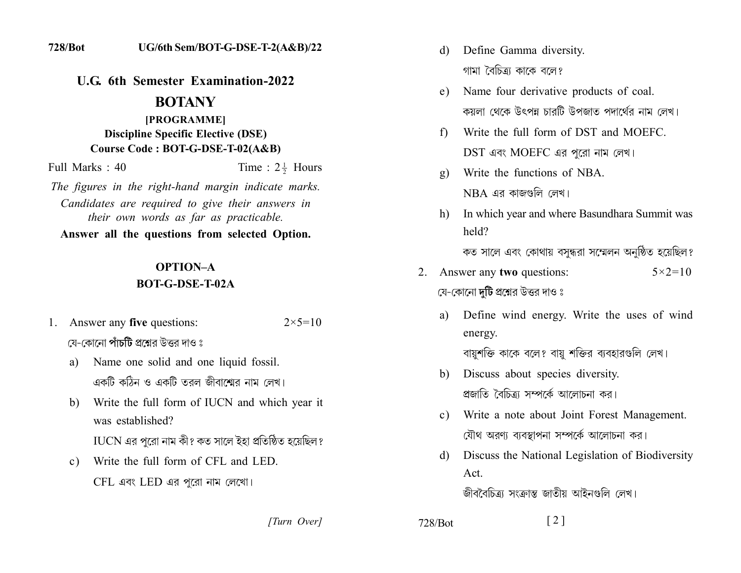# U.G. 6th Semester Examination-2022

## BOTANY

**[PROGRAMME]**

**Discipline Specific Elective (DSE)**

**Course Code : BOT-G-DSE-T-02(A&B)**

Full Marks : 40 Time : $2\frac{1}{2}$ Hours

*The figures in the right-hand margin indicate marks.*

*Candidates are required to give their answers in their own words as far as practicable.*

**Answer all the questions from selected Option.**

### OPTION–A

### BOT-G-DSE-T-02A

1. Answer any **five** questions: 2×5=10

   যে-কোনো **পাঁচটি** প্রশ্নের উত্তর দাও ঃ

   a) Name one solid and one liquid fossil.

   একটি কঠিন ও একটি তরল জীবাশ্মের নাম লেখ।

   b) Write the full form of IUCN and which year it was established?

   IUCN এর পুরো নাম কী? কত সালে ইহা প্রতিষ্ঠিত হয়েছিল?

   c) Write the full form of CFL and LED.

   CFL এবং LED এর পুরো নাম লেখো।

   d) Define Gamma diversity.

   গামা বৈচিত্র্য কাকে বলে?

   e) Name four derivative products of coal.

   কয়লা থেকে উৎপন্ন চারটি উপজাত পদার্থের নাম লেখ।

   f) Write the full form of DST and MOEFC.

   DST এবং MOEFC এর পুরো নাম লেখ।

   g) Write the functions of NBA.

   NBA এর কাজগুলি লেখ।

   h) In which year and where Basundhara Summit was held?

   কত সালে এবং কোথায় বসুন্ধরা সম্মেলন অনুষ্ঠিত হয়েছিল?

2. Answer any **two** questions: 5×2=10

   যে-কোনো **দুটি** প্রশ্নের উত্তর দাও ঃ

   a) Define wind energy. Write the uses of wind energy.

   বায়ুশক্তি কাকে বলে? বায়ু শক্তির ব্যবহারগুলি লেখ।

   b) Discuss about species diversity.

   প্রজাতি বৈচিত্র্য সম্পর্কে আলোচনা কর।

   c) Write a note about Joint Forest Management.

   যৌথ অরণ্য ব্যবস্থাপনা সম্পর্কে আলোচনা কর।

   d) Discuss the National Legislation of Biodiversity Act.

   জীববৈচিত্র্য সংক্রান্ত জাতীয় আইনগুলি লেখ।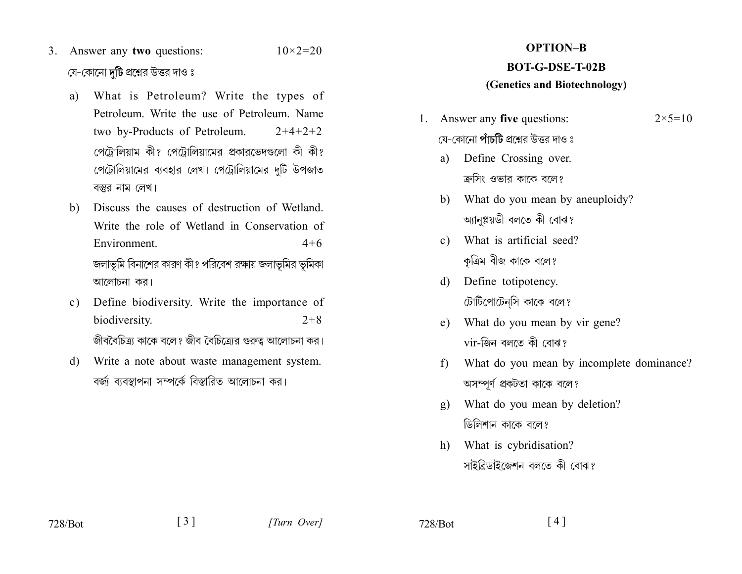3. Answer any **two** questions: $10\times2=20$

   যে-কোনো **দুটি** প্রশ্নের উত্তর দাও ঃ

   a) What is Petroleum? Write the types of Petroleum. Write the use of Petroleum. Name two by-Products of Petroleum. $2+4+2+2$

   পেট্রোলিয়াম কী? পেট্রোলিয়ামের প্রকারভেদগুলো কী কী? পেট্রোলিয়ামের ব্যবহার লেখ। পেট্রোলিয়ামের দুটি উপজাত বস্তুর নাম লেখ।

   b) Discuss the causes of destruction of Wetland. Write the role of Wetland in Conservation of Environment. $4+6$

   জলাভূমি বিনাশের কারণ কী? পরিবেশ রক্ষায় জলাভূমির ভূমিকা আলোচনা কর।

   c) Define biodiversity. Write the importance of biodiversity. $2+8$

   জীববৈচিত্র্য কাকে বলে? জীব বৈচিত্র্যের গুরুত্ব আলোচনা কর।

   d) Write a note about waste management system.

   বর্জ্য ব্যবস্থাপনা সম্পর্কে বিস্তারিত আলোচনা কর।

## OPTION–B

## BOT-G-DSE-T-02B

## (Genetics and Biotechnology)

1. Answer any **five** questions: $2\times5=10$

   যে-কোনো **পাঁচটি** প্রশ্নের উত্তর দাও ঃ

   a) Define Crossing over.

   ক্রসিং ওভার কাকে বলে?

   b) What do you mean by aneuploidy?

   অ্যানুপ্লয়ডী বলতে কী বোঝ?

   c) What is artificial seed?

   কৃত্রিম বীজ কাকে বলে?

   d) Define totipotency.

   টোটিপোটেন্সি কাকে বলে?

   e) What do you mean by vir gene?

   vir-জিন বলতে কী বোঝ?

   f) What do you mean by incomplete dominance?

   অসম্পূর্ণ প্রকটতা কাকে বলে?

   g) What do you mean by deletion?

   ডিলিশান কাকে বলে?

   h) What is cybridisation?

   সাইব্রিডাইজেশন বলতে কী বোঝ?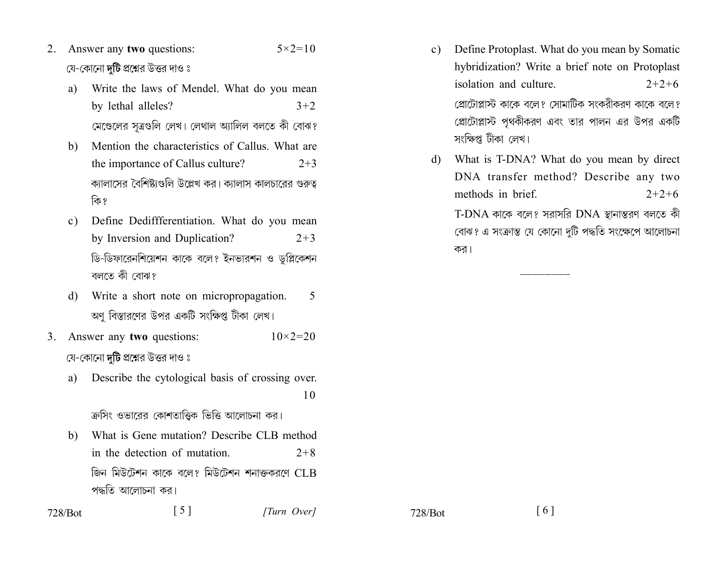2. Answer any **two** questions: $5\times2=10$

যে-কোনো **দুটি** প্রশ্নের উত্তর দাও ঃ

a) Write the laws of Mendel. What do you mean by lethal alleles? 3+2

মেণ্ডেলের সূত্রগুলি লেখ। লেথাল অ্যালিল বলতে কী বোঝ?

b) Mention the characteristics of Callus. What are the importance of Callus culture? 2+3

ক্যালাসের বৈশিষ্ট্যগুলি উল্লেখ কর। ক্যালাস কালচারের গুরুত্ব কি?

c) Define Dedifferentiation. What do you mean by Inversion and Duplication? 2+3

ডি-ডিফারেনশিয়েশন কাকে বলে? ইনভারশন ও ডুপ্লিকেশন বলতে কী বোঝ?

d) Write a short note on micropropagation. 5

অণু বিস্তারণের উপর একটি সংক্ষিপ্ত টীকা লেখ।

3. Answer any **two** questions: $10\times2=20$

যে-কোনো **দুটি** প্রশ্নের উত্তর দাও ঃ

a) Describe the cytological basis of crossing over. 10

ক্রসিং ওভারের কোশতাত্ত্বিক ভিত্তি আলোচনা কর।

b) What is Gene mutation? Describe CLB method in the detection of mutation. 2+8

জিন মিউটেশন কাকে বলে? মিউটেশন শনাক্তকরণে CLB পদ্ধতি আলোচনা কর।

c) Define Protoplast. What do you mean by Somatic hybridization? Write a brief note on Protoplast isolation and culture. 2+2+6

প্রোটোপ্লাস্ট কাকে বলে? সোমাটিক সংকরীকরণ কাকে বলে? প্রোটোপ্লাস্ট পৃথকীকরণ এবং তার পালন এর উপর একটি সংক্ষিপ্ত টীকা লেখ।

d) What is T-DNA? What do you mean by direct DNA transfer method? Describe any two methods in brief. 2+2+6

T-DNA কাকে বলে? সরাসরি DNA স্থানান্তরণ বলতে কী বোঝ? এ সংক্রান্ত যে কোনো দুটি পদ্ধতি সংক্ষেপে আলোচনা কর।

———————